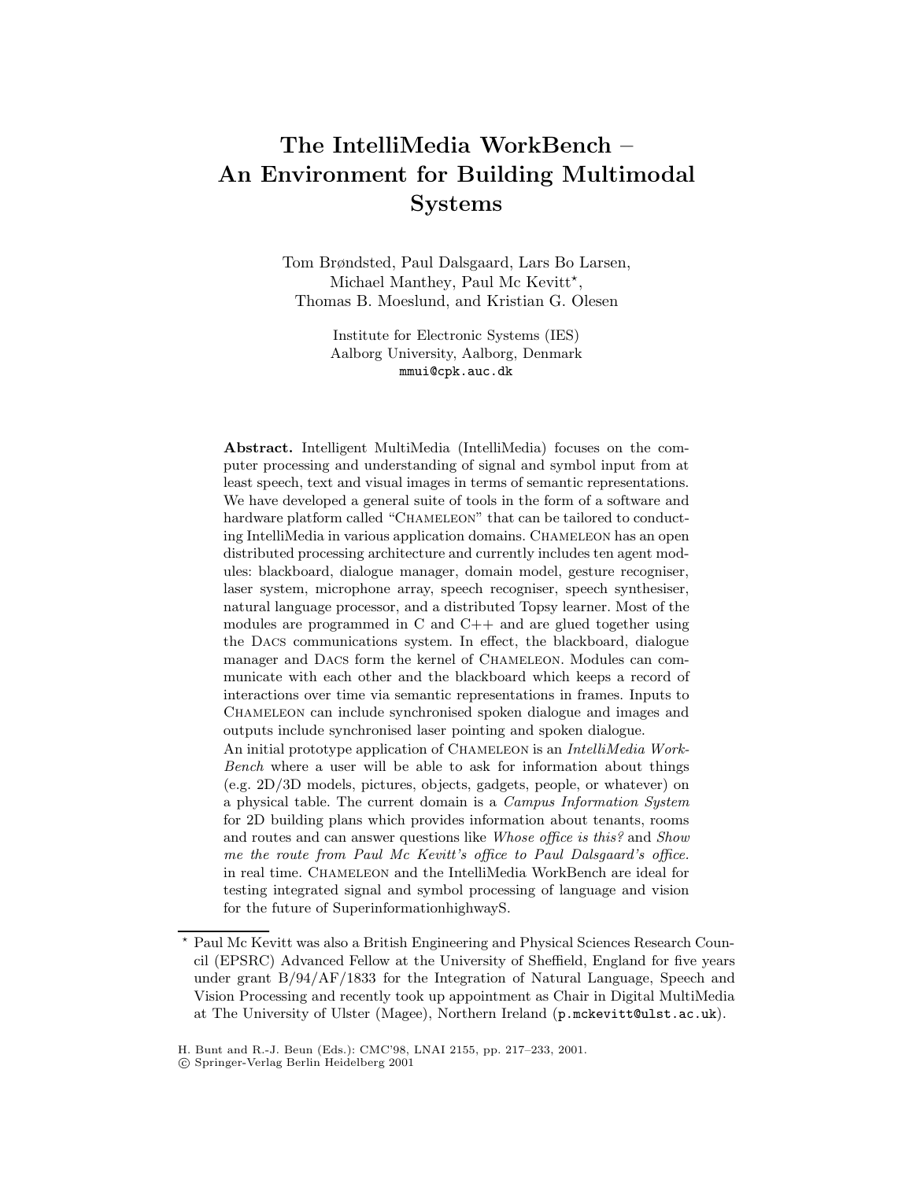# The IntelliMedia WorkBench – An Environment for Building Multimodal Systems

Tom Brøndsted, Paul Dalsgaard, Lars Bo Larsen, Michael Manthey, Paul Mc Kevitt*, Thomas B. Moeslund, and Kristian G. Olesen

Institute for Electronic Systems (IES)
Aalborg University, Aalborg, Denmark
mmui@cpk.auc.dk

**Abstract.** Intelligent MultiMedia (IntelliMedia) focuses on the computer processing and understanding of signal and symbol input from at least speech, text and visual images in terms of semantic representations. We have developed a general suite of tools in the form of a software and hardware platform called "Chameleon" that can be tailored to conducting IntelliMedia in various application domains. Chameleon has an open distributed processing architecture and currently includes ten agent modules: blackboard, dialogue manager, domain model, gesture recogniser, laser system, microphone array, speech recogniser, speech synthesiser, natural language processor, and a distributed Topsy learner. Most of the modules are programmed in C and C++ and are glued together using the Dacs communications system. In effect, the blackboard, dialogue manager and Dacs form the kernel of Chameleon. Modules can communicate with each other and the blackboard which keeps a record of interactions over time via semantic representations in frames. Inputs to Chameleon can include synchronised spoken dialogue and images and outputs include synchronised laser pointing and spoken dialogue.
An initial prototype application of Chameleon is an *IntelliMedia WorkBench* where a user will be able to ask for information about things (e.g. 2D/3D models, pictures, objects, gadgets, people, or whatever) on a physical table. The current domain is a *Campus Information System* for 2D building plans which provides information about tenants, rooms and routes and can answer questions like *Whose office is this?* and *Show me the route from Paul Mc Kevitt's office to Paul Dalsgaard's office.* in real time. Chameleon and the IntelliMedia WorkBench are ideal for testing integrated signal and symbol processing of language and vision for the future of SuperinformationhighwayS.

* Paul Mc Kevitt was also a British Engineering and Physical Sciences Research Council (EPSRC) Advanced Fellow at the University of Sheffield, England for five years under grant B/94/AF/1833 for the Integration of Natural Language, Speech and Vision Processing and recently took up appointment as Chair in Digital MultiMedia at The University of Ulster (Magee), Northern Ireland (p.mckevitt@ulst.ac.uk).

H. Bunt and R.-J. Beun (Eds.): CMC'98, LNAI 2155, pp. 217–233, 2001.
© Springer-Verlag Berlin Heidelberg 2001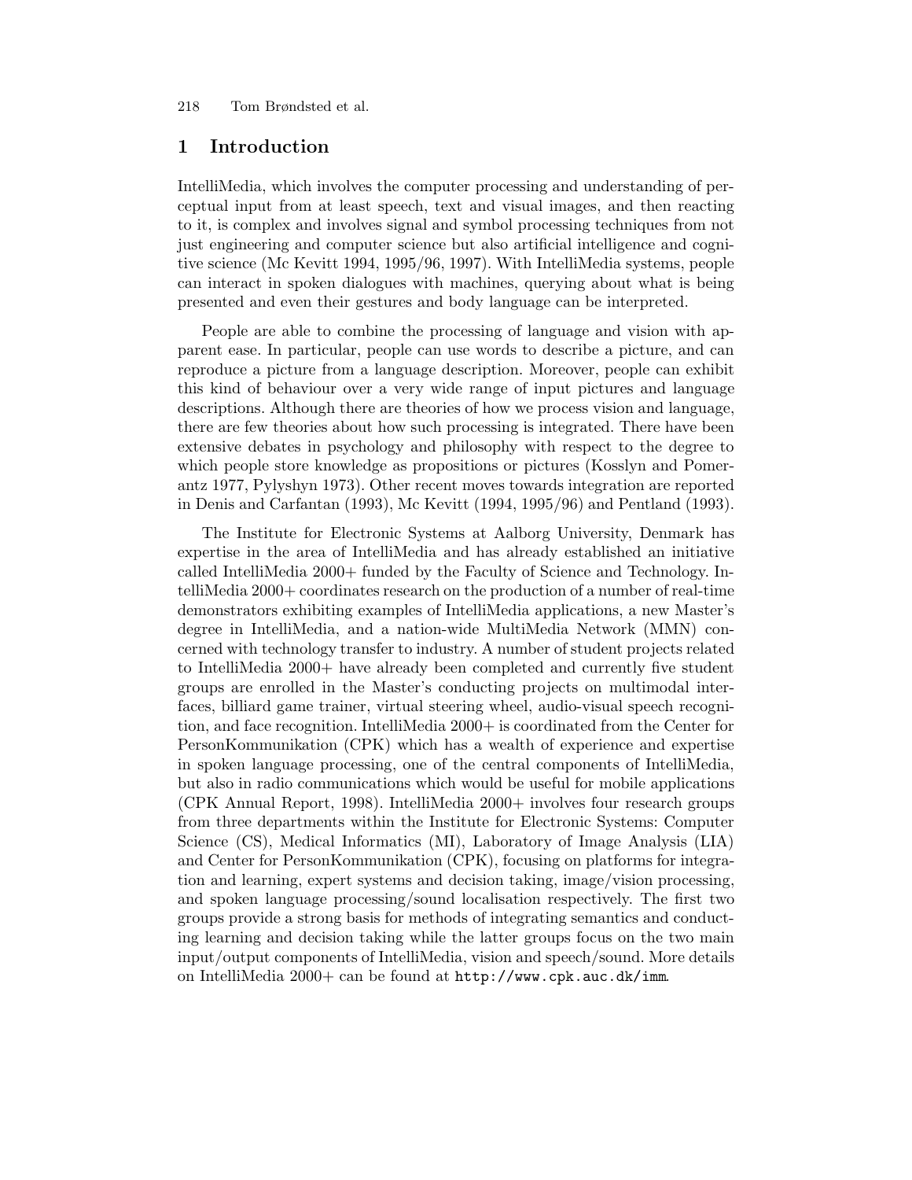## 1 Introduction

IntelliMedia, which involves the computer processing and understanding of perceptual input from at least speech, text and visual images, and then reacting to it, is complex and involves signal and symbol processing techniques from not just engineering and computer science but also artificial intelligence and cognitive science (Mc Kevitt 1994, 1995/96, 1997). With IntelliMedia systems, people can interact in spoken dialogues with machines, querying about what is being presented and even their gestures and body language can be interpreted.

People are able to combine the processing of language and vision with apparent ease. In particular, people can use words to describe a picture, and can reproduce a picture from a language description. Moreover, people can exhibit this kind of behaviour over a very wide range of input pictures and language descriptions. Although there are theories of how we process vision and language, there are few theories about how such processing is integrated. There have been extensive debates in psychology and philosophy with respect to the degree to which people store knowledge as propositions or pictures (Kosslyn and Pomerantz 1977, Pylyshyn 1973). Other recent moves towards integration are reported in Denis and Carfantan (1993), Mc Kevitt (1994, 1995/96) and Pentland (1993).

The Institute for Electronic Systems at Aalborg University, Denmark has expertise in the area of IntelliMedia and has already established an initiative called IntelliMedia 2000+ funded by the Faculty of Science and Technology. IntelliMedia 2000+ coordinates research on the production of a number of real-time demonstrators exhibiting examples of IntelliMedia applications, a new Master's degree in IntelliMedia, and a nation-wide MultiMedia Network (MMN) concerned with technology transfer to industry. A number of student projects related to IntelliMedia 2000+ have already been completed and currently five student groups are enrolled in the Master's conducting projects on multimodal interfaces, billiard game trainer, virtual steering wheel, audio-visual speech recognition, and face recognition. IntelliMedia 2000+ is coordinated from the Center for PersonKommunikation (CPK) which has a wealth of experience and expertise in spoken language processing, one of the central components of IntelliMedia, but also in radio communications which would be useful for mobile applications (CPK Annual Report, 1998). IntelliMedia 2000+ involves four research groups from three departments within the Institute for Electronic Systems: Computer Science (CS), Medical Informatics (MI), Laboratory of Image Analysis (LIA) and Center for PersonKommunikation (CPK), focusing on platforms for integration and learning, expert systems and decision taking, image/vision processing, and spoken language processing/sound localisation respectively. The first two groups provide a strong basis for methods of integrating semantics and conducting learning and decision taking while the latter groups focus on the two main input/output components of IntelliMedia, vision and speech/sound. More details on IntelliMedia 2000+ can be found at `http://www.cpk.auc.dk/imm`.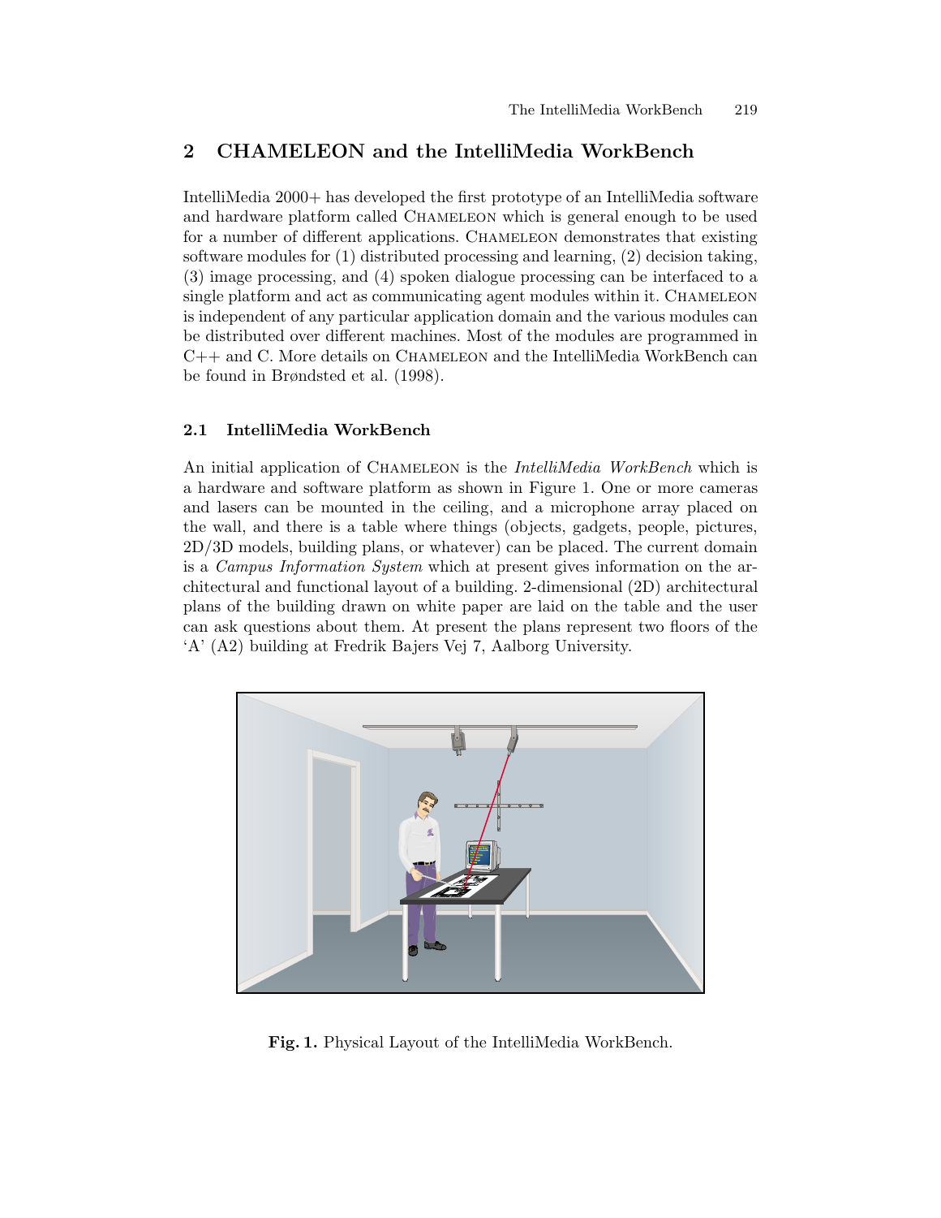## 2 CHAMELEON and the IntelliMedia WorkBench

IntelliMedia 2000+ has developed the first prototype of an IntelliMedia software and hardware platform called CHAMELEON which is general enough to be used for a number of different applications. CHAMELEON demonstrates that existing software modules for (1) distributed processing and learning, (2) decision taking, (3) image processing, and (4) spoken dialogue processing can be interfaced to a single platform and act as communicating agent modules within it. CHAMELEON is independent of any particular application domain and the various modules can be distributed over different machines. Most of the modules are programmed in C++ and C. More details on CHAMELEON and the IntelliMedia WorkBench can be found in Brøndsted et al. (1998).

### 2.1 IntelliMedia WorkBench

An initial application of CHAMELEON is the *IntelliMedia WorkBench* which is a hardware and software platform as shown in Figure 1. One or more cameras and lasers can be mounted in the ceiling, and a microphone array placed on the wall, and there is a table where things (objects, gadgets, people, pictures, 2D/3D models, building plans, or whatever) can be placed. The current domain is a *Campus Information System* which at present gives information on the architectural and functional layout of a building. 2-dimensional (2D) architectural plans of the building drawn on white paper are laid on the table and the user can ask questions about them. At present the plans represent two floors of the 'A' (A2) building at Fredrik Bajers Vej 7, Aalborg University.

**Fig. 1.** Physical Layout of the IntelliMedia WorkBench.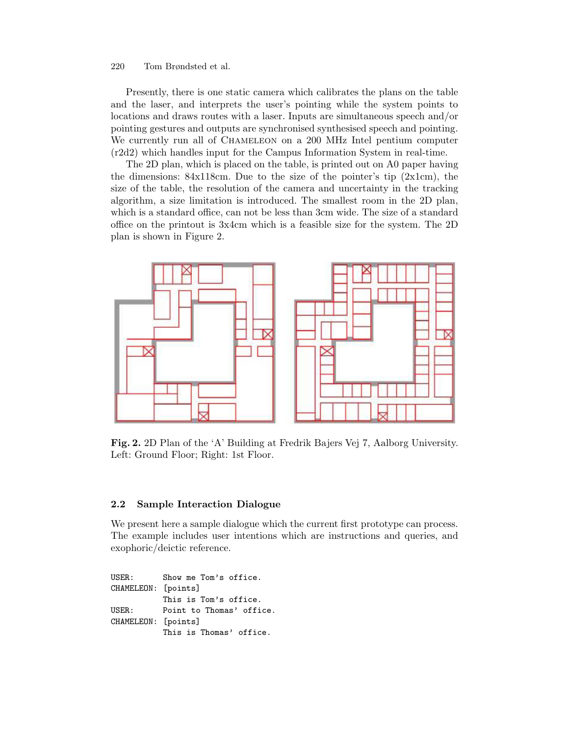Presently, there is one static camera which calibrates the plans on the table and the laser, and interprets the user's pointing while the system points to locations and draws routes with a laser. Inputs are simultaneous speech and/or pointing gestures and outputs are synchronised synthesised speech and pointing. We currently run all of Chameleon on a 200 MHz Intel pentium computer (r2d2) which handles input for the Campus Information System in real-time.

The 2D plan, which is placed on the table, is printed out on A0 paper having the dimensions: 84x118cm. Due to the size of the pointer's tip (2x1cm), the size of the table, the resolution of the camera and uncertainty in the tracking algorithm, a size limitation is introduced. The smallest room in the 2D plan, which is a standard office, can not be less than 3cm wide. The size of a standard office on the printout is 3x4cm which is a feasible size for the system. The 2D plan is shown in Figure 2.

**Fig. 2.** 2D Plan of the 'A' Building at Fredrik Bajers Vej 7, Aalborg University. Left: Ground Floor; Right: 1st Floor.

### 2.2 Sample Interaction Dialogue

We present here a sample dialogue which the current first prototype can process. The example includes user intentions which are instructions and queries, and exophoric/deictic reference.

```
USER:      Show me Tom's office.
CHAMELEON: [points]
           This is Tom's office.
USER:      Point to Thomas' office.
CHAMELEON: [points]
           This is Thomas' office.
```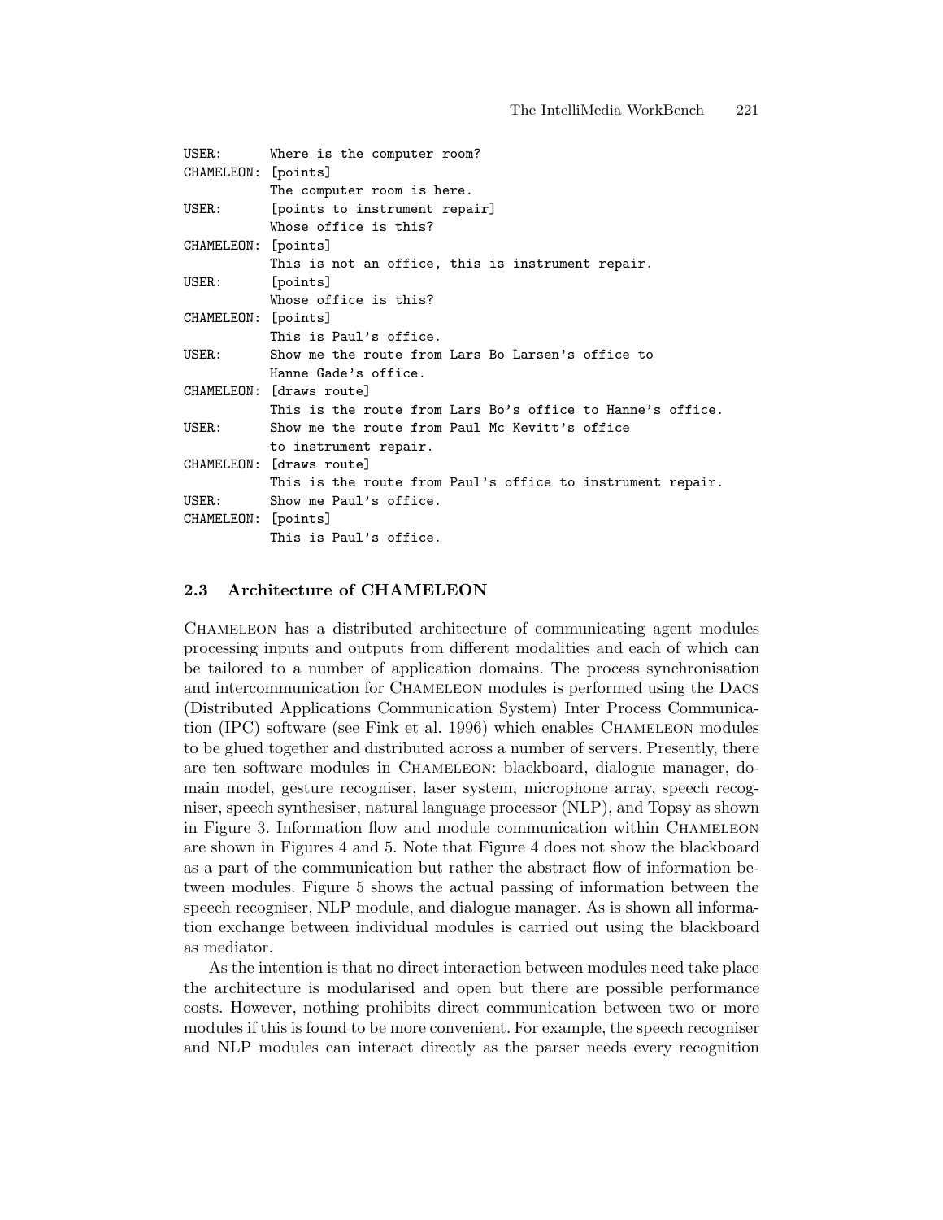```
USER:      Where is the computer room?
CHAMELEON: [points]
           The computer room is here.
USER:      [points to instrument repair]
           Whose office is this?
CHAMELEON: [points]
           This is not an office, this is instrument repair.
USER:      [points]
           Whose office is this?
CHAMELEON: [points]
           This is Paul's office.
USER:      Show me the route from Lars Bo Larsen's office to
           Hanne Gade's office.
CHAMELEON: [draws route]
           This is the route from Lars Bo's office to Hanne's office.
USER:      Show me the route from Paul Mc Kevitt's office
           to instrument repair.
CHAMELEON: [draws route]
           This is the route from Paul's office to instrument repair.
USER:      Show me Paul's office.
CHAMELEON: [points]
           This is Paul's office.
```

### 2.3 Architecture of CHAMELEON

Chameleon has a distributed architecture of communicating agent modules processing inputs and outputs from different modalities and each of which can be tailored to a number of application domains. The process synchronisation and intercommunication for Chameleon modules is performed using the Dacs (Distributed Applications Communication System) Inter Process Communication (IPC) software (see Fink et al. 1996) which enables Chameleon modules to be glued together and distributed across a number of servers. Presently, there are ten software modules in Chameleon: blackboard, dialogue manager, domain model, gesture recogniser, laser system, microphone array, speech recogniser, speech synthesiser, natural language processor (NLP), and Topsy as shown in Figure 3. Information flow and module communication within Chameleon are shown in Figures 4 and 5. Note that Figure 4 does not show the blackboard as a part of the communication but rather the abstract flow of information between modules. Figure 5 shows the actual passing of information between the speech recogniser, NLP module, and dialogue manager. As is shown all information exchange between individual modules is carried out using the blackboard as mediator.

As the intention is that no direct interaction between modules need take place the architecture is modularised and open but there are possible performance costs. However, nothing prohibits direct communication between two or more modules if this is found to be more convenient. For example, the speech recogniser and NLP modules can interact directly as the parser needs every recognition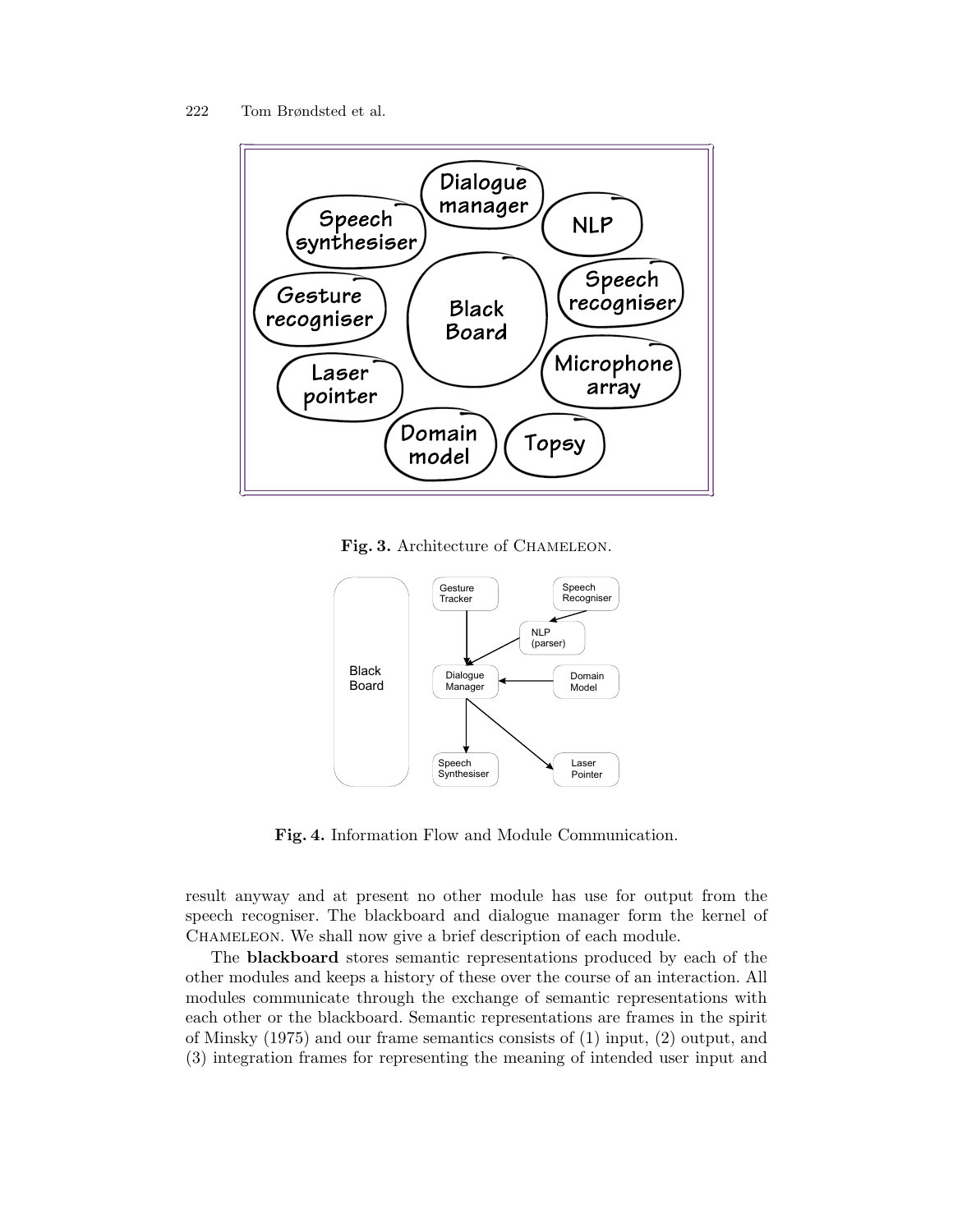**Fig. 3.** Architecture of Chameleon.

**Fig. 4.** Information Flow and Module Communication.

result anyway and at present no other module has use for output from the speech recogniser. The blackboard and dialogue manager form the kernel of Chameleon. We shall now give a brief description of each module.

The **blackboard** stores semantic representations produced by each of the other modules and keeps a history of these over the course of an interaction. All modules communicate through the exchange of semantic representations with each other or the blackboard. Semantic representations are frames in the spirit of Minsky (1975) and our frame semantics consists of (1) input, (2) output, and (3) integration frames for representing the meaning of intended user input and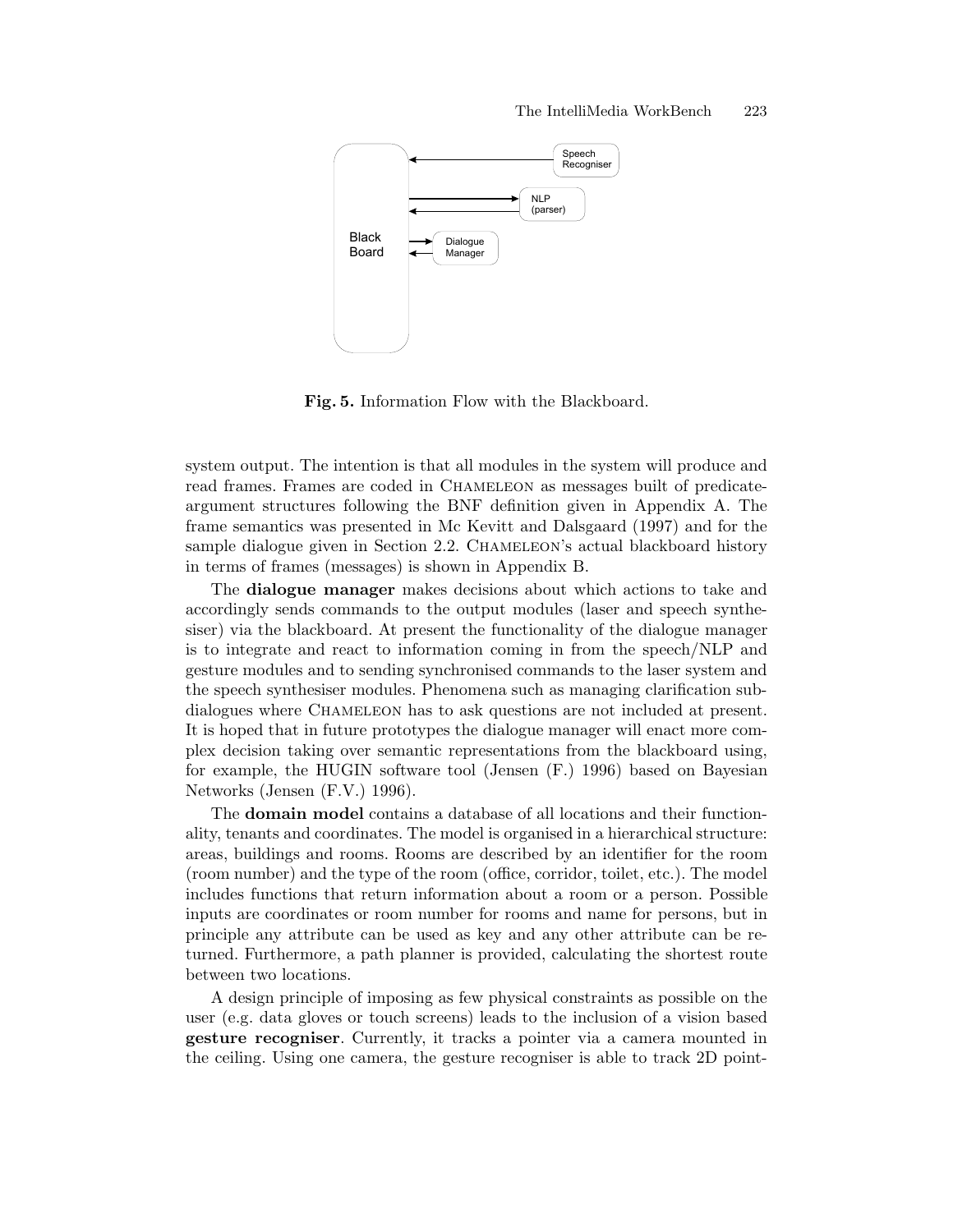Black Board

Speech Recogniser

NLP (parser)

Dialogue Manager

**Fig. 5.** Information Flow with the Blackboard.

system output. The intention is that all modules in the system will produce and read frames. Frames are coded in Chameleon as messages built of predicate-argument structures following the BNF definition given in Appendix A. The frame semantics was presented in Mc Kevitt and Dalsgaard (1997) and for the sample dialogue given in Section 2.2. Chameleon's actual blackboard history in terms of frames (messages) is shown in Appendix B.

The **dialogue manager** makes decisions about which actions to take and accordingly sends commands to the output modules (laser and speech synthesiser) via the blackboard. At present the functionality of the dialogue manager is to integrate and react to information coming in from the speech/NLP and gesture modules and to sending synchronised commands to the laser system and the speech synthesiser modules. Phenomena such as managing clarification subdialogues where Chameleon has to ask questions are not included at present. It is hoped that in future prototypes the dialogue manager will enact more complex decision taking over semantic representations from the blackboard using, for example, the HUGIN software tool (Jensen (F.) 1996) based on Bayesian Networks (Jensen (F.V.) 1996).

The **domain model** contains a database of all locations and their functionality, tenants and coordinates. The model is organised in a hierarchical structure: areas, buildings and rooms. Rooms are described by an identifier for the room (room number) and the type of the room (office, corridor, toilet, etc.). The model includes functions that return information about a room or a person. Possible inputs are coordinates or room number for rooms and name for persons, but in principle any attribute can be used as key and any other attribute can be returned. Furthermore, a path planner is provided, calculating the shortest route between two locations.

A design principle of imposing as few physical constraints as possible on the user (e.g. data gloves or touch screens) leads to the inclusion of a vision based **gesture recogniser**. Currently, it tracks a pointer via a camera mounted in the ceiling. Using one camera, the gesture recogniser is able to track 2D point-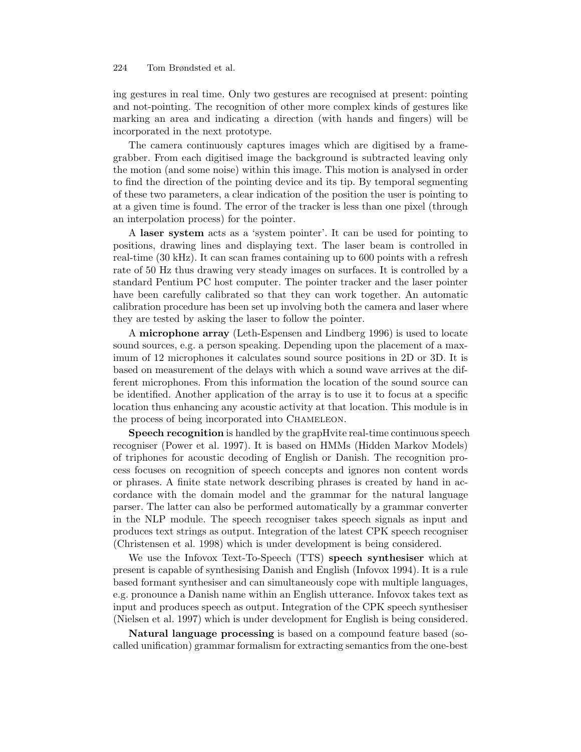ing gestures in real time. Only two gestures are recognised at present: pointing and not-pointing. The recognition of other more complex kinds of gestures like marking an area and indicating a direction (with hands and fingers) will be incorporated in the next prototype.

The camera continuously captures images which are digitised by a frame-grabber. From each digitised image the background is subtracted leaving only the motion (and some noise) within this image. This motion is analysed in order to find the direction of the pointing device and its tip. By temporal segmenting of these two parameters, a clear indication of the position the user is pointing to at a given time is found. The error of the tracker is less than one pixel (through an interpolation process) for the pointer.

A **laser system** acts as a 'system pointer'. It can be used for pointing to positions, drawing lines and displaying text. The laser beam is controlled in real-time (30 kHz). It can scan frames containing up to 600 points with a refresh rate of 50 Hz thus drawing very steady images on surfaces. It is controlled by a standard Pentium PC host computer. The pointer tracker and the laser pointer have been carefully calibrated so that they can work together. An automatic calibration procedure has been set up involving both the camera and laser where they are tested by asking the laser to follow the pointer.

A **microphone array** (Leth-Espensen and Lindberg 1996) is used to locate sound sources, e.g. a person speaking. Depending upon the placement of a maximum of 12 microphones it calculates sound source positions in 2D or 3D. It is based on measurement of the delays with which a sound wave arrives at the different microphones. From this information the location of the sound source can be identified. Another application of the array is to use it to focus at a specific location thus enhancing any acoustic activity at that location. This module is in the process of being incorporated into Chameleon.

**Speech recognition** is handled by the grapHvite real-time continuous speech recogniser (Power et al. 1997). It is based on HMMs (Hidden Markov Models) of triphones for acoustic decoding of English or Danish. The recognition process focuses on recognition of speech concepts and ignores non content words or phrases. A finite state network describing phrases is created by hand in accordance with the domain model and the grammar for the natural language parser. The latter can also be performed automatically by a grammar converter in the NLP module. The speech recogniser takes speech signals as input and produces text strings as output. Integration of the latest CPK speech recogniser (Christensen et al. 1998) which is under development is being considered.

We use the Infovox Text-To-Speech (TTS) **speech synthesiser** which at present is capable of synthesising Danish and English (Infovox 1994). It is a rule based formant synthesiser and can simultaneously cope with multiple languages, e.g. pronounce a Danish name within an English utterance. Infovox takes text as input and produces speech as output. Integration of the CPK speech synthesiser (Nielsen et al. 1997) which is under development for English is being considered.

**Natural language processing** is based on a compound feature based (so-called unification) grammar formalism for extracting semantics from the one-best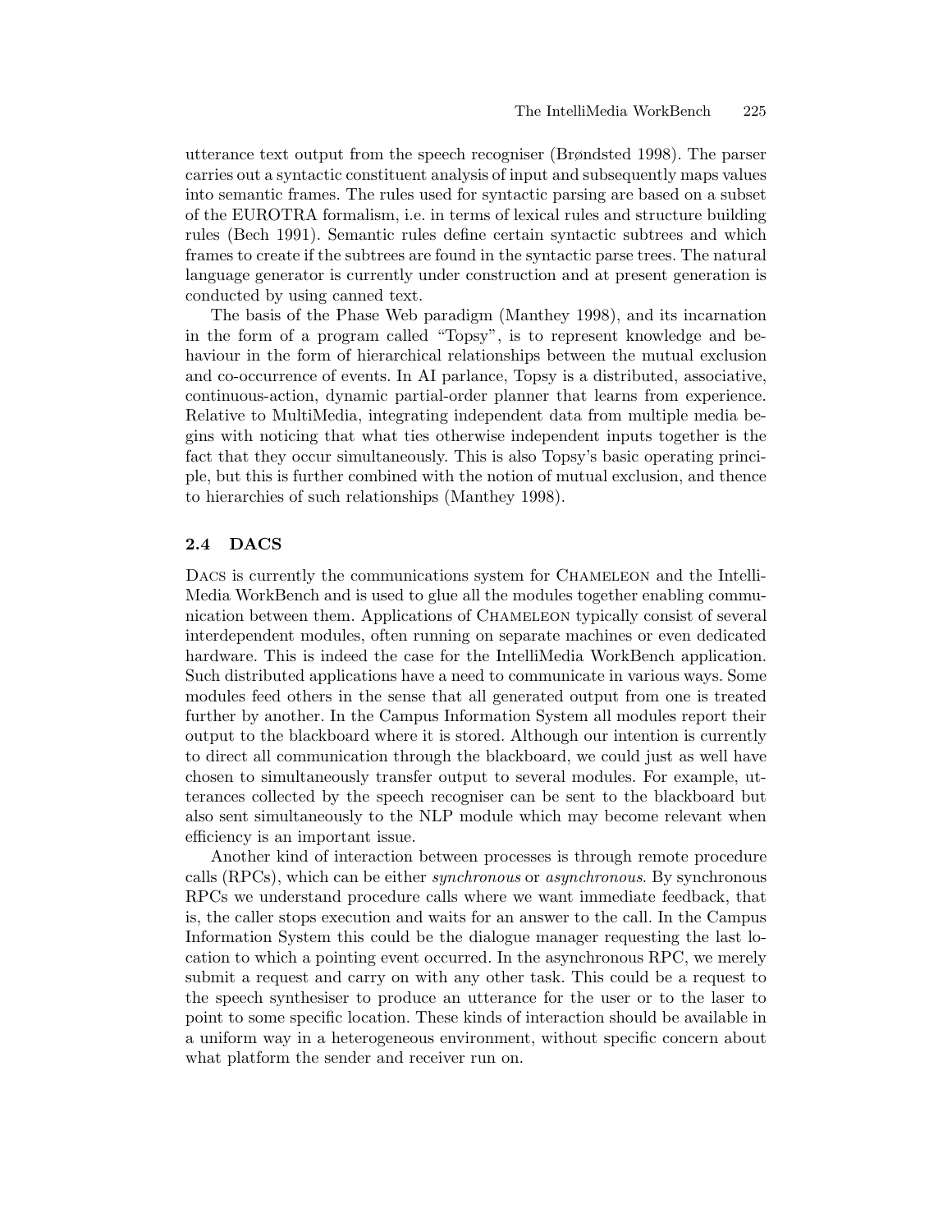utterance text output from the speech recogniser (Brøndsted 1998). The parser carries out a syntactic constituent analysis of input and subsequently maps values into semantic frames. The rules used for syntactic parsing are based on a subset of the EUROTRA formalism, i.e. in terms of lexical rules and structure building rules (Bech 1991). Semantic rules define certain syntactic subtrees and which frames to create if the subtrees are found in the syntactic parse trees. The natural language generator is currently under construction and at present generation is conducted by using canned text.

The basis of the Phase Web paradigm (Manthey 1998), and its incarnation in the form of a program called "Topsy", is to represent knowledge and behaviour in the form of hierarchical relationships between the mutual exclusion and co-occurrence of events. In AI parlance, Topsy is a distributed, associative, continuous-action, dynamic partial-order planner that learns from experience. Relative to MultiMedia, integrating independent data from multiple media begins with noticing that what ties otherwise independent inputs together is the fact that they occur simultaneously. This is also Topsy's basic operating principle, but this is further combined with the notion of mutual exclusion, and thence to hierarchies of such relationships (Manthey 1998).

### 2.4 DACS

Dacs is currently the communications system for Chameleon and the IntelliMedia WorkBench and is used to glue all the modules together enabling communication between them. Applications of Chameleon typically consist of several interdependent modules, often running on separate machines or even dedicated hardware. This is indeed the case for the IntelliMedia WorkBench application. Such distributed applications have a need to communicate in various ways. Some modules feed others in the sense that all generated output from one is treated further by another. In the Campus Information System all modules report their output to the blackboard where it is stored. Although our intention is currently to direct all communication through the blackboard, we could just as well have chosen to simultaneously transfer output to several modules. For example, utterances collected by the speech recogniser can be sent to the blackboard but also sent simultaneously to the NLP module which may become relevant when efficiency is an important issue.

Another kind of interaction between processes is through remote procedure calls (RPCs), which can be either *synchronous* or *asynchronous*. By synchronous RPCs we understand procedure calls where we want immediate feedback, that is, the caller stops execution and waits for an answer to the call. In the Campus Information System this could be the dialogue manager requesting the last location to which a pointing event occurred. In the asynchronous RPC, we merely submit a request and carry on with any other task. This could be a request to the speech synthesiser to produce an utterance for the user or to the laser to point to some specific location. These kinds of interaction should be available in a uniform way in a heterogeneous environment, without specific concern about what platform the sender and receiver run on.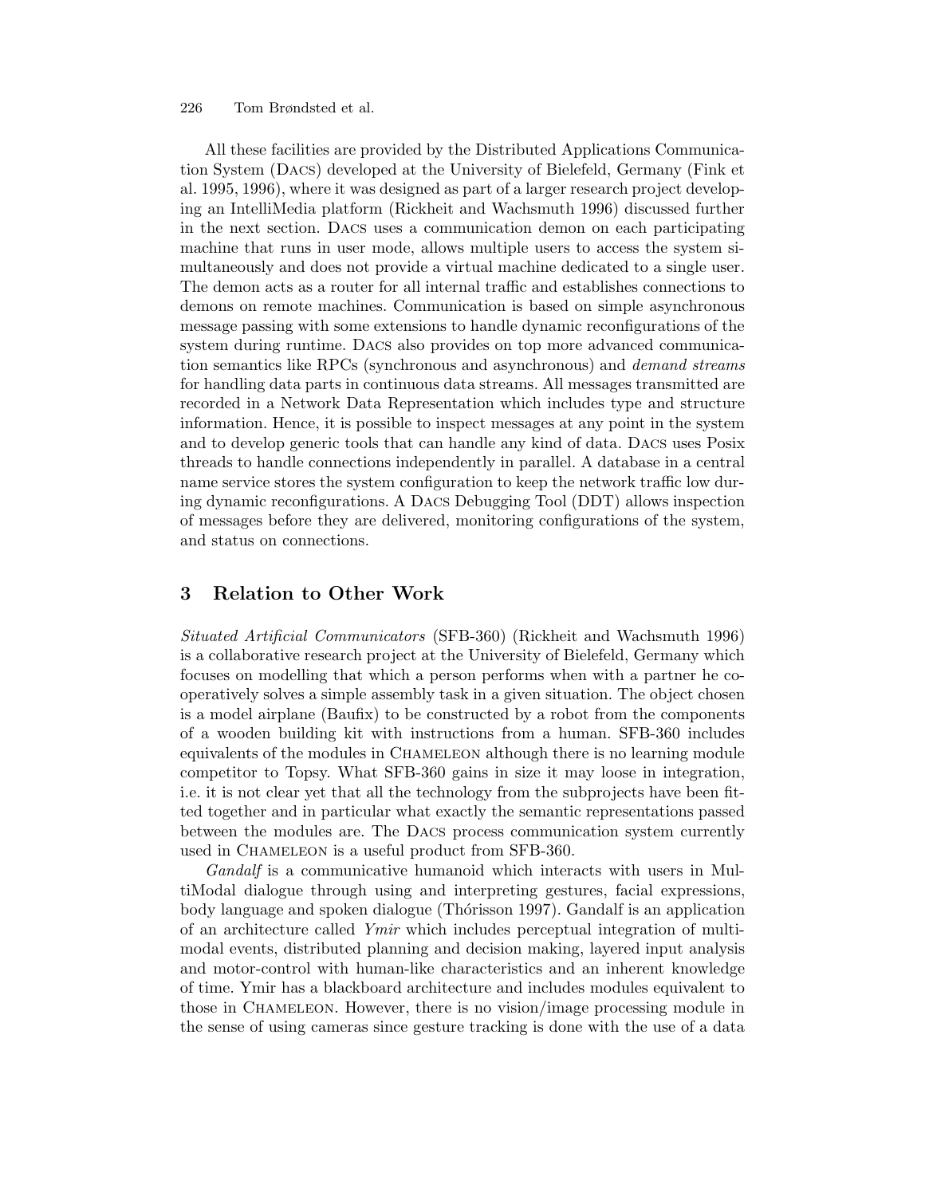All these facilities are provided by the Distributed Applications Communication System (DACS) developed at the University of Bielefeld, Germany (Fink et al. 1995, 1996), where it was designed as part of a larger research project developing an IntelliMedia platform (Rickheit and Wachsmuth 1996) discussed further in the next section. DACS uses a communication demon on each participating machine that runs in user mode, allows multiple users to access the system simultaneously and does not provide a virtual machine dedicated to a single user. The demon acts as a router for all internal traffic and establishes connections to demons on remote machines. Communication is based on simple asynchronous message passing with some extensions to handle dynamic reconfigurations of the system during runtime. DACS also provides on top more advanced communication semantics like RPCs (synchronous and asynchronous) and *demand streams* for handling data parts in continuous data streams. All messages transmitted are recorded in a Network Data Representation which includes type and structure information. Hence, it is possible to inspect messages at any point in the system and to develop generic tools that can handle any kind of data. DACS uses Posix threads to handle connections independently in parallel. A database in a central name service stores the system configuration to keep the network traffic low during dynamic reconfigurations. A DACS Debugging Tool (DDT) allows inspection of messages before they are delivered, monitoring configurations of the system, and status on connections.

## 3 Relation to Other Work

*Situated Artificial Communicators* (SFB-360) (Rickheit and Wachsmuth 1996) is a collaborative research project at the University of Bielefeld, Germany which focuses on modelling that which a person performs when with a partner he cooperatively solves a simple assembly task in a given situation. The object chosen is a model airplane (Baufix) to be constructed by a robot from the components of a wooden building kit with instructions from a human. SFB-360 includes equivalents of the modules in CHAMELEON although there is no learning module competitor to Topsy. What SFB-360 gains in size it may loose in integration, i.e. it is not clear yet that all the technology from the subprojects have been fitted together and in particular what exactly the semantic representations passed between the modules are. The DACS process communication system currently used in CHAMELEON is a useful product from SFB-360.

*Gandalf* is a communicative humanoid which interacts with users in MultiModal dialogue through using and interpreting gestures, facial expressions, body language and spoken dialogue (Thórisson 1997). Gandalf is an application of an architecture called *Ymir* which includes perceptual integration of multimodal events, distributed planning and decision making, layered input analysis and motor-control with human-like characteristics and an inherent knowledge of time. Ymir has a blackboard architecture and includes modules equivalent to those in CHAMELEON. However, there is no vision/image processing module in the sense of using cameras since gesture tracking is done with the use of a data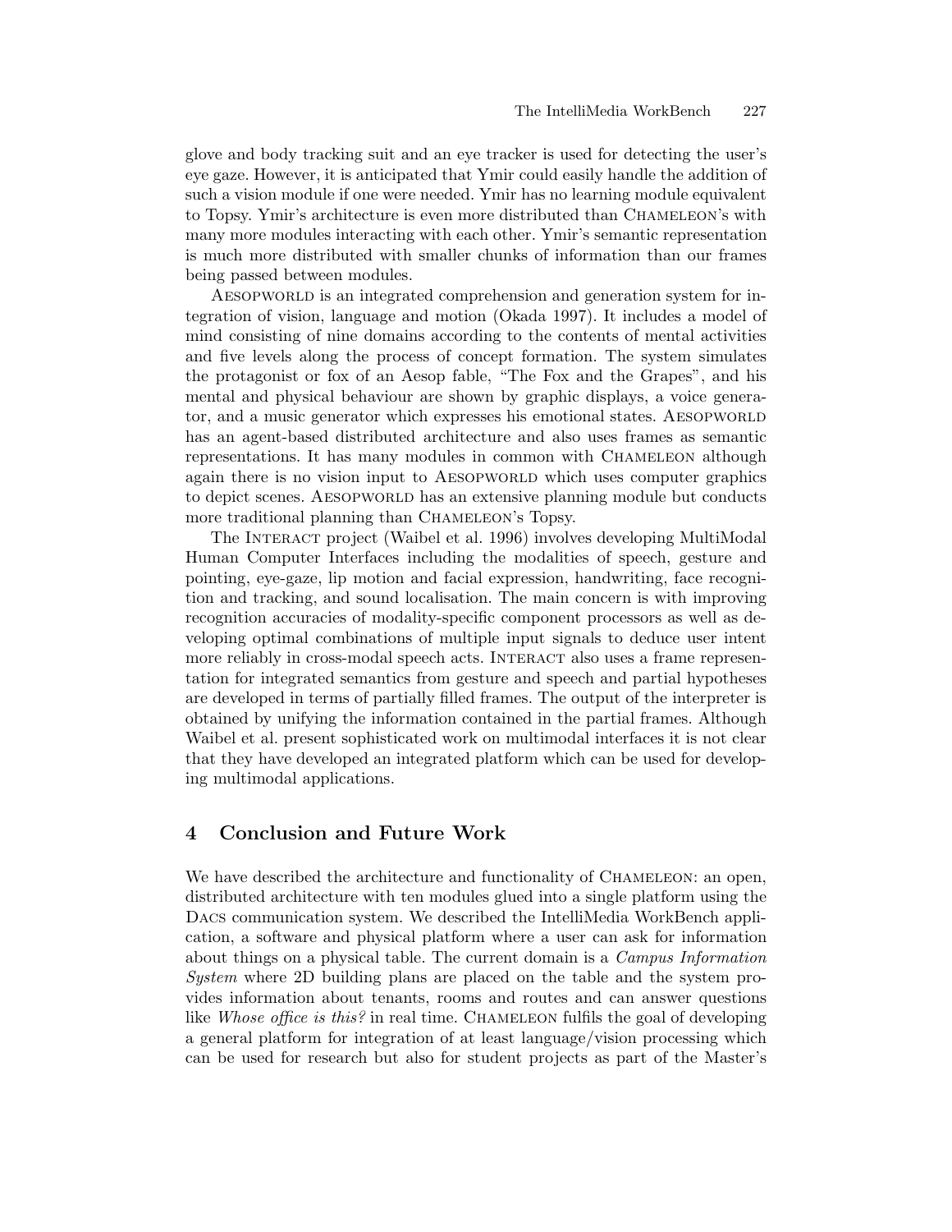glove and body tracking suit and an eye tracker is used for detecting the user's eye gaze. However, it is anticipated that Ymir could easily handle the addition of such a vision module if one were needed. Ymir has no learning module equivalent to Topsy. Ymir's architecture is even more distributed than Chameleon's with many more modules interacting with each other. Ymir's semantic representation is much more distributed with smaller chunks of information than our frames being passed between modules.

Aesopworld is an integrated comprehension and generation system for integration of vision, language and motion (Okada 1997). It includes a model of mind consisting of nine domains according to the contents of mental activities and five levels along the process of concept formation. The system simulates the protagonist or fox of an Aesop fable, "The Fox and the Grapes", and his mental and physical behaviour are shown by graphic displays, a voice generator, and a music generator which expresses his emotional states. Aesopworld has an agent-based distributed architecture and also uses frames as semantic representations. It has many modules in common with Chameleon although again there is no vision input to Aesopworld which uses computer graphics to depict scenes. Aesopworld has an extensive planning module but conducts more traditional planning than Chameleon's Topsy.

The Interact project (Waibel et al. 1996) involves developing MultiModal Human Computer Interfaces including the modalities of speech, gesture and pointing, eye-gaze, lip motion and facial expression, handwriting, face recognition and tracking, and sound localisation. The main concern is with improving recognition accuracies of modality-specific component processors as well as developing optimal combinations of multiple input signals to deduce user intent more reliably in cross-modal speech acts. Interact also uses a frame representation for integrated semantics from gesture and speech and partial hypotheses are developed in terms of partially filled frames. The output of the interpreter is obtained by unifying the information contained in the partial frames. Although Waibel et al. present sophisticated work on multimodal interfaces it is not clear that they have developed an integrated platform which can be used for developing multimodal applications.

## 4 Conclusion and Future Work

We have described the architecture and functionality of Chameleon: an open, distributed architecture with ten modules glued into a single platform using the Dacs communication system. We described the IntelliMedia WorkBench application, a software and physical platform where a user can ask for information about things on a physical table. The current domain is a *Campus Information System* where 2D building plans are placed on the table and the system provides information about tenants, rooms and routes and can answer questions like *Whose office is this?* in real time. Chameleon fulfils the goal of developing a general platform for integration of at least language/vision processing which can be used for research but also for student projects as part of the Master's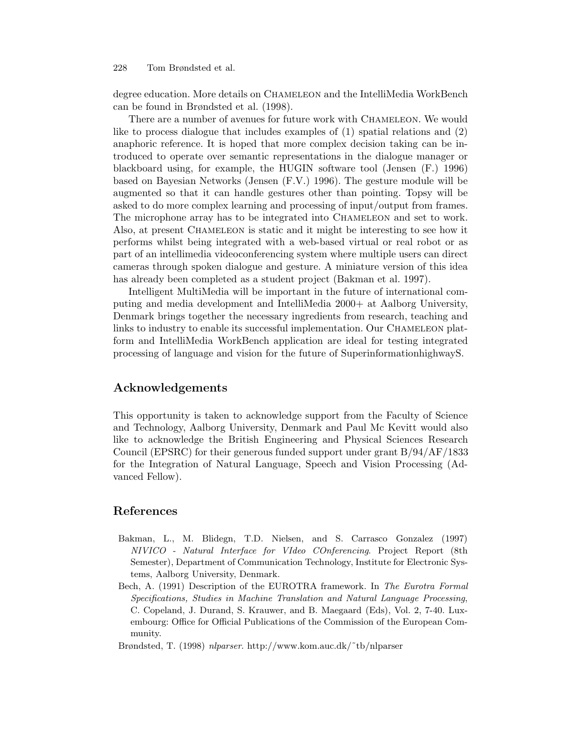degree education. More details on Chameleon and the IntelliMedia WorkBench can be found in Brøndsted et al. (1998).

There are a number of avenues for future work with Chameleon. We would like to process dialogue that includes examples of (1) spatial relations and (2) anaphoric reference. It is hoped that more complex decision taking can be introduced to operate over semantic representations in the dialogue manager or blackboard using, for example, the HUGIN software tool (Jensen (F.) 1996) based on Bayesian Networks (Jensen (F.V.) 1996). The gesture module will be augmented so that it can handle gestures other than pointing. Topsy will be asked to do more complex learning and processing of input/output from frames. The microphone array has to be integrated into Chameleon and set to work. Also, at present Chameleon is static and it might be interesting to see how it performs whilst being integrated with a web-based virtual or real robot or as part of an intellimedia videoconferencing system where multiple users can direct cameras through spoken dialogue and gesture. A miniature version of this idea has already been completed as a student project (Bakman et al. 1997).

Intelligent MultiMedia will be important in the future of international computing and media development and IntelliMedia 2000+ at Aalborg University, Denmark brings together the necessary ingredients from research, teaching and links to industry to enable its successful implementation. Our Chameleon platform and IntelliMedia WorkBench application are ideal for testing integrated processing of language and vision for the future of SuperinformationhighwayS.

## Acknowledgements

This opportunity is taken to acknowledge support from the Faculty of Science and Technology, Aalborg University, Denmark and Paul Mc Kevitt would also like to acknowledge the British Engineering and Physical Sciences Research Council (EPSRC) for their generous funded support under grant B/94/AF/1833 for the Integration of Natural Language, Speech and Vision Processing (Advanced Fellow).

## References

Bakman, L., M. Blidegn, T.D. Nielsen, and S. Carrasco Gonzalez (1997) *NIVICO - Natural Interface for VIdeo COnferencing*. Project Report (8th Semester), Department of Communication Technology, Institute for Electronic Systems, Aalborg University, Denmark.

Bech, A. (1991) Description of the EUROTRA framework. In *The Eurotra Formal Specifications, Studies in Machine Translation and Natural Language Processing*, C. Copeland, J. Durand, S. Krauwer, and B. Maegaard (Eds), Vol. 2, 7-40. Luxembourg: Office for Official Publications of the Commission of the European Community.

Brøndsted, T. (1998) *nlparser*. http://www.kom.auc.dk/~tb/nlparser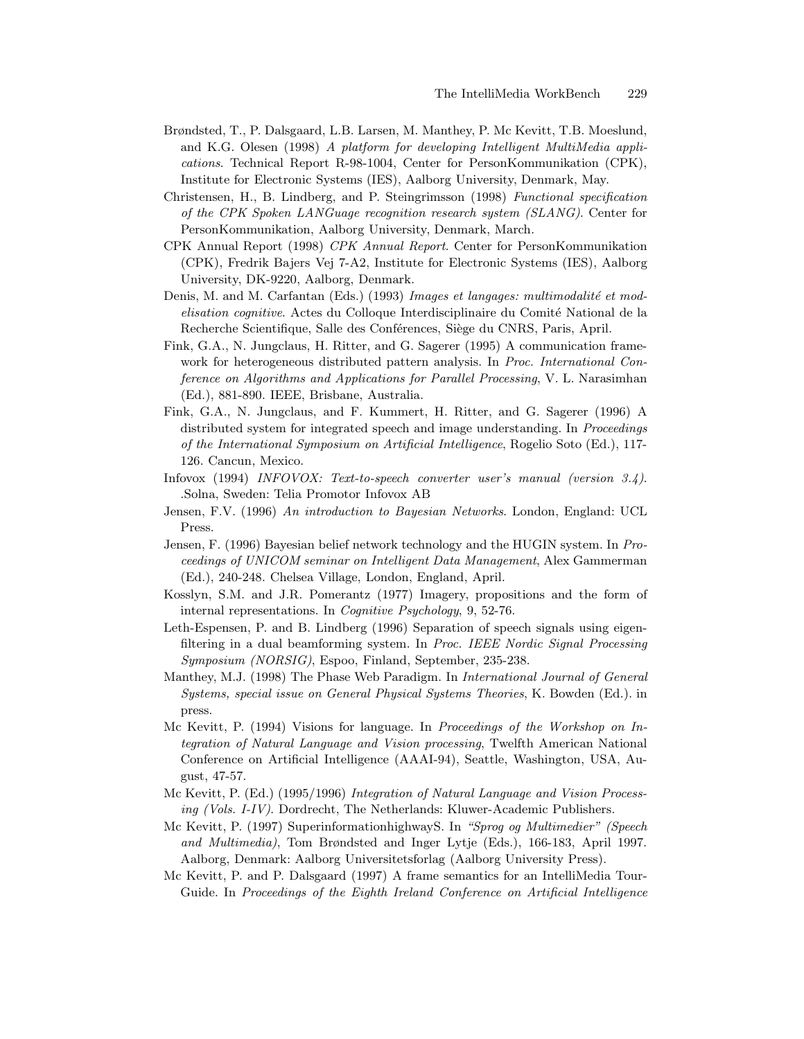Brøndsted, T., P. Dalsgaard, L.B. Larsen, M. Manthey, P. Mc Kevitt, T.B. Moeslund, and K.G. Olesen (1998) *A platform for developing Intelligent MultiMedia applications*. Technical Report R-98-1004, Center for PersonKommunikation (CPK), Institute for Electronic Systems (IES), Aalborg University, Denmark, May.

Christensen, H., B. Lindberg, and P. Steingrimsson (1998) *Functional specification of the CPK Spoken LANGuage recognition research system (SLANG)*. Center for PersonKommunikation, Aalborg University, Denmark, March.

CPK Annual Report (1998) *CPK Annual Report*. Center for PersonKommunikation (CPK), Fredrik Bajers Vej 7-A2, Institute for Electronic Systems (IES), Aalborg University, DK-9220, Aalborg, Denmark.

Denis, M. and M. Carfantan (Eds.) (1993) *Images et langages: multimodalité et modelisation cognitive*. Actes du Colloque Interdisciplinaire du Comité National de la Recherche Scientifique, Salle des Conférences, Siège du CNRS, Paris, April.

Fink, G.A., N. Jungclaus, H. Ritter, and G. Sagerer (1995) A communication framework for heterogeneous distributed pattern analysis. In *Proc. International Conference on Algorithms and Applications for Parallel Processing*, V. L. Narasimhan (Ed.), 881-890. IEEE, Brisbane, Australia.

Fink, G.A., N. Jungclaus, and F. Kummert, H. Ritter, and G. Sagerer (1996) A distributed system for integrated speech and image understanding. In *Proceedings of the International Symposium on Artificial Intelligence*, Rogelio Soto (Ed.), 117-126. Cancun, Mexico.

Infovox (1994) *INFOVOX: Text-to-speech converter user's manual (version 3.4)*. .Solna, Sweden: Telia Promotor Infovox AB

Jensen, F.V. (1996) *An introduction to Bayesian Networks*. London, England: UCL Press.

Jensen, F. (1996) Bayesian belief network technology and the HUGIN system. In *Proceedings of UNICOM seminar on Intelligent Data Management*, Alex Gammerman (Ed.), 240-248. Chelsea Village, London, England, April.

Kosslyn, S.M. and J.R. Pomerantz (1977) Imagery, propositions and the form of internal representations. In *Cognitive Psychology*, 9, 52-76.

Leth-Espensen, P. and B. Lindberg (1996) Separation of speech signals using eigenfiltering in a dual beamforming system. In *Proc. IEEE Nordic Signal Processing Symposium (NORSIG)*, Espoo, Finland, September, 235-238.

Manthey, M.J. (1998) The Phase Web Paradigm. In *International Journal of General Systems, special issue on General Physical Systems Theories*, K. Bowden (Ed.). in press.

Mc Kevitt, P. (1994) Visions for language. In *Proceedings of the Workshop on Integration of Natural Language and Vision processing*, Twelfth American National Conference on Artificial Intelligence (AAAI-94), Seattle, Washington, USA, August, 47-57.

Mc Kevitt, P. (Ed.) (1995/1996) *Integration of Natural Language and Vision Processing (Vols. I-IV)*. Dordrecht, The Netherlands: Kluwer-Academic Publishers.

Mc Kevitt, P. (1997) SuperinformationhighwayS. In *"Sprog og Multimedier" (Speech and Multimedia)*, Tom Brøndsted and Inger Lytje (Eds.), 166-183, April 1997. Aalborg, Denmark: Aalborg Universitetsforlag (Aalborg University Press).

Mc Kevitt, P. and P. Dalsgaard (1997) A frame semantics for an IntelliMedia TourGuide. In *Proceedings of the Eighth Ireland Conference on Artificial Intelligence*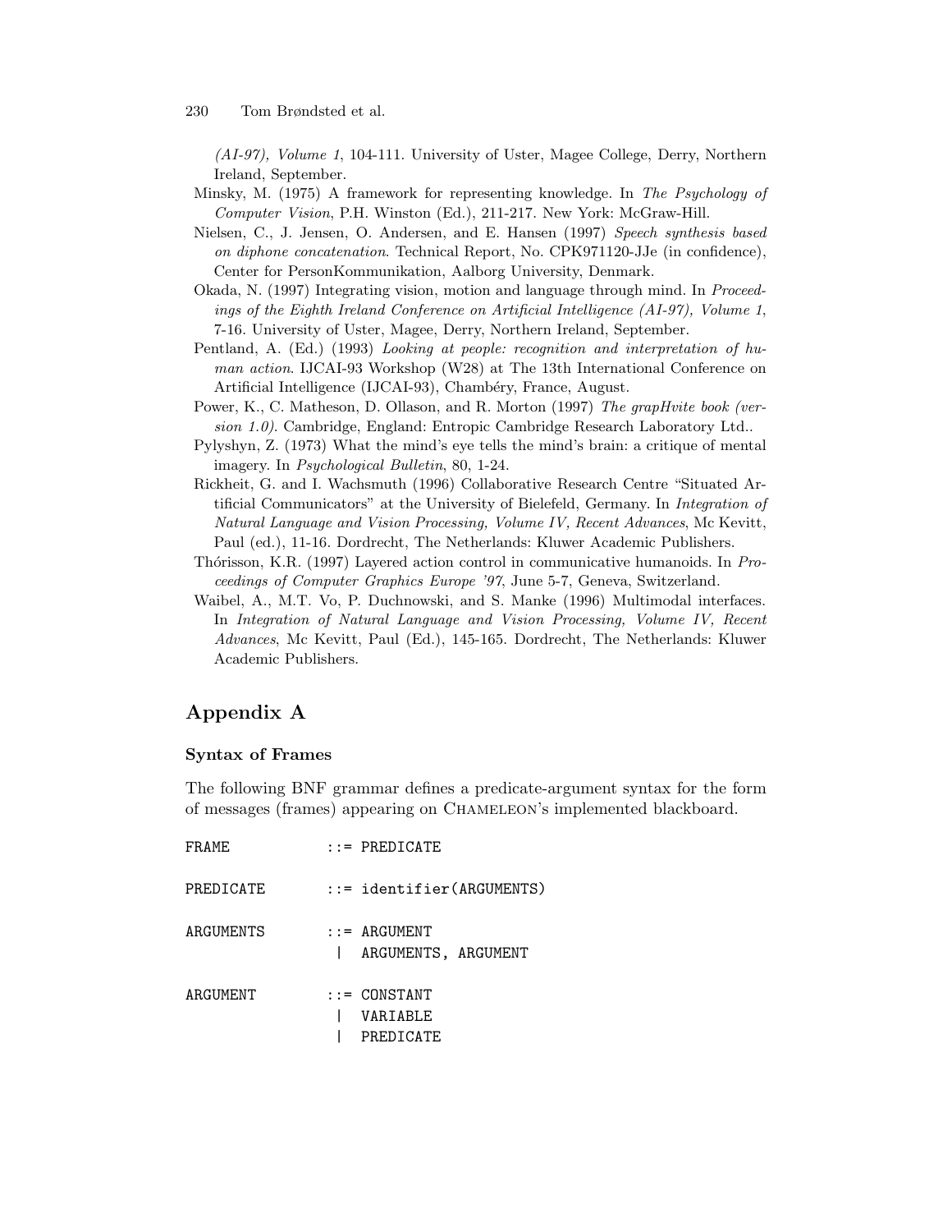(AI-97), Volume 1*, 104-111. University of Uster, Magee College, Derry, Northern Ireland, September.

Minsky, M. (1975) A framework for representing knowledge. In *The Psychology of Computer Vision*, P.H. Winston (Ed.), 211-217. New York: McGraw-Hill.

Nielsen, C., J. Jensen, O. Andersen, and E. Hansen (1997) *Speech synthesis based on diphone concatenation*. Technical Report, No. CPK971120-JJe (in confidence), Center for PersonKommunikation, Aalborg University, Denmark.

Okada, N. (1997) Integrating vision, motion and language through mind. In *Proceedings of the Eighth Ireland Conference on Artificial Intelligence (AI-97), Volume 1*, 7-16. University of Uster, Magee, Derry, Northern Ireland, September.

Pentland, A. (Ed.) (1993) *Looking at people: recognition and interpretation of human action*. IJCAI-93 Workshop (W28) at The 13th International Conference on Artificial Intelligence (IJCAI-93), Chambéry, France, August.

Power, K., C. Matheson, D. Ollason, and R. Morton (1997) *The grapHvite book (version 1.0)*. Cambridge, England: Entropic Cambridge Research Laboratory Ltd..

Pylyshyn, Z. (1973) What the mind's eye tells the mind's brain: a critique of mental imagery. In *Psychological Bulletin*, 80, 1-24.

Rickheit, G. and I. Wachsmuth (1996) Collaborative Research Centre "Situated Artificial Communicators" at the University of Bielefeld, Germany. In *Integration of Natural Language and Vision Processing, Volume IV, Recent Advances*, Mc Kevitt, Paul (ed.), 11-16. Dordrecht, The Netherlands: Kluwer Academic Publishers.

Thórisson, K.R. (1997) Layered action control in communicative humanoids. In *Proceedings of Computer Graphics Europe '97*, June 5-7, Geneva, Switzerland.

Waibel, A., M.T. Vo, P. Duchnowski, and S. Manke (1996) Multimodal interfaces. In *Integration of Natural Language and Vision Processing, Volume IV, Recent Advances*, Mc Kevitt, Paul (Ed.), 145-165. Dordrecht, The Netherlands: Kluwer Academic Publishers.

# Appendix A

### Syntax of Frames

The following BNF grammar defines a predicate-argument syntax for the form of messages (frames) appearing on Chameleon's implemented blackboard.

```
FRAME          ::= PREDICATE

PREDICATE      ::= identifier(ARGUMENTS)

ARGUMENTS      ::= ARGUMENT
                |  ARGUMENTS, ARGUMENT

ARGUMENT       ::= CONSTANT
                |  VARIABLE
                |  PREDICATE
```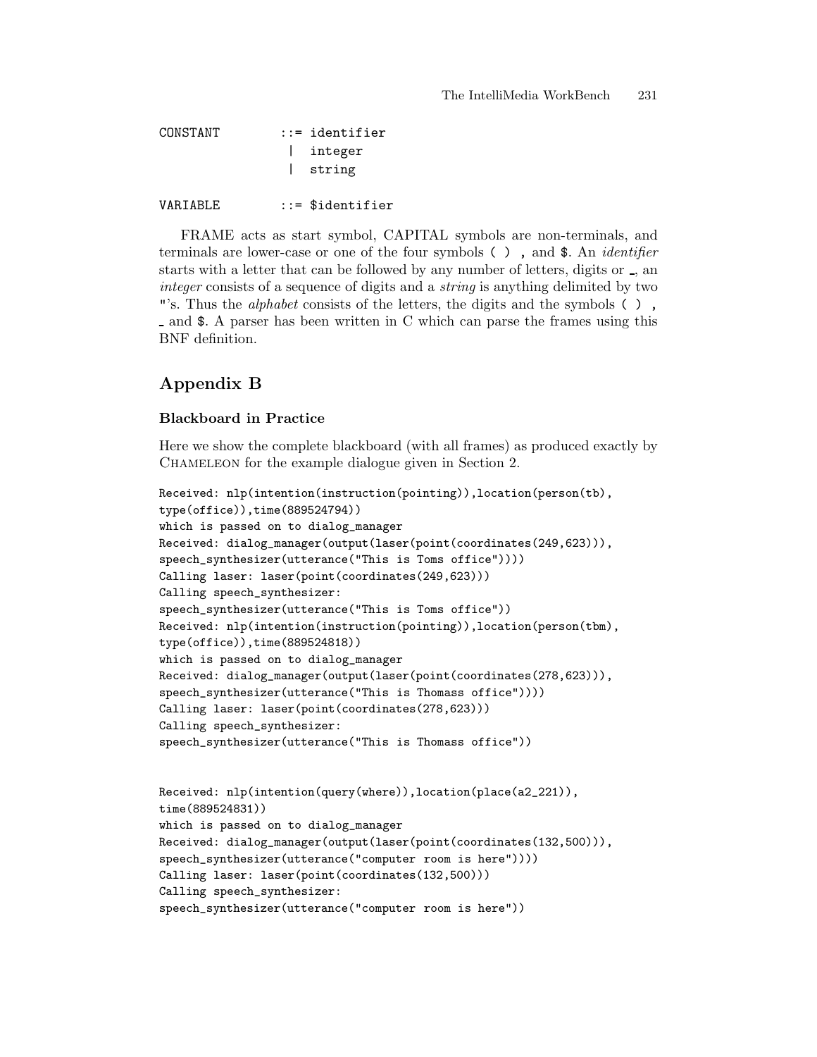```
CONSTANT        ::= identifier
                 |  integer
                 |  string

VARIABLE        ::= $identifier
```

FRAME acts as start symbol, CAPITAL symbols are non-terminals, and terminals are lower-case or one of the four symbols ( ) , and $. An *identifier* starts with a letter that can be followed by any number of letters, digits or _, an *integer* consists of a sequence of digits and a *string* is anything delimited by two "'s. Thus the *alphabet* consists of the letters, the digits and the symbols ( ) , _ and $. A parser has been written in C which can parse the frames using this BNF definition.

## Appendix B

### Blackboard in Practice

Here we show the complete blackboard (with all frames) as produced exactly by Chameleon for the example dialogue given in Section 2.

```
Received: nlp(intention(instruction(pointing)),location(person(tb),
type(office)),time(889524794))
which is passed on to dialog_manager
Received: dialog_manager(output(laser(point(coordinates(249,623))),
speech_synthesizer(utterance("This is Toms office"))))
Calling laser: laser(point(coordinates(249,623)))
Calling speech_synthesizer:
speech_synthesizer(utterance("This is Toms office"))
Received: nlp(intention(instruction(pointing)),location(person(tbm),
type(office)),time(889524818))
which is passed on to dialog_manager
Received: dialog_manager(output(laser(point(coordinates(278,623))),
speech_synthesizer(utterance("This is Thomass office"))))
Calling laser: laser(point(coordinates(278,623)))
Calling speech_synthesizer:
speech_synthesizer(utterance("This is Thomass office"))


Received: nlp(intention(query(where)),location(place(a2_221)),
time(889524831))
which is passed on to dialog_manager
Received: dialog_manager(output(laser(point(coordinates(132,500))),
speech_synthesizer(utterance("computer room is here"))))
Calling laser: laser(point(coordinates(132,500)))
Calling speech_synthesizer:
speech_synthesizer(utterance("computer room is here"))
```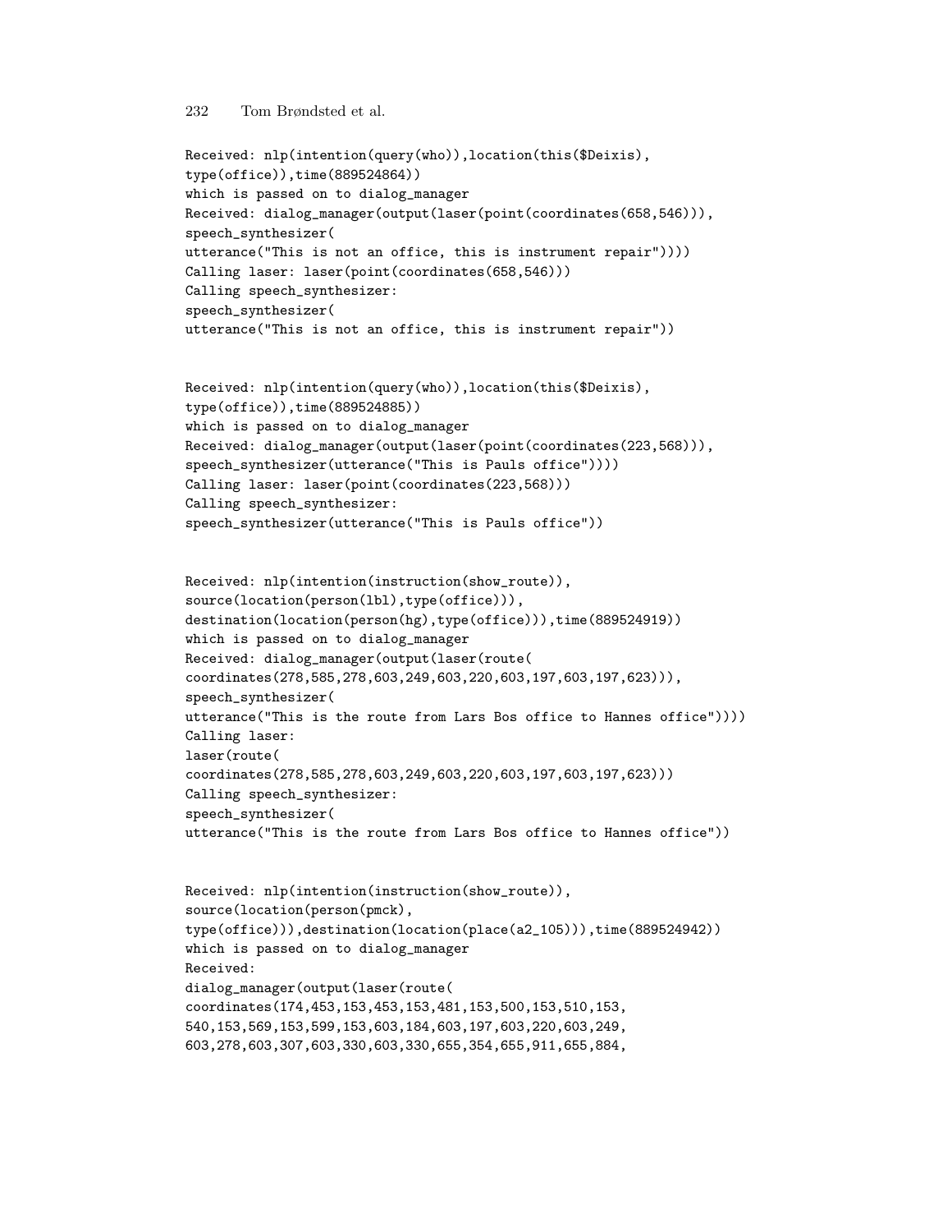```
Received: nlp(intention(query(who)),location(this($Deixis),
type(office)),time(889524864))
which is passed on to dialog_manager
Received: dialog_manager(output(laser(point(coordinates(658,546))),
speech_synthesizer(
utterance("This is not an office, this is instrument repair"))))
Calling laser: laser(point(coordinates(658,546)))
Calling speech_synthesizer:
speech_synthesizer(
utterance("This is not an office, this is instrument repair"))


Received: nlp(intention(query(who)),location(this($Deixis),
type(office)),time(889524885))
which is passed on to dialog_manager
Received: dialog_manager(output(laser(point(coordinates(223,568))),
speech_synthesizer(utterance("This is Pauls office"))))
Calling laser: laser(point(coordinates(223,568)))
Calling speech_synthesizer:
speech_synthesizer(utterance("This is Pauls office"))


Received: nlp(intention(instruction(show_route)),
source(location(person(lbl),type(office))),
destination(location(person(hg),type(office))),time(889524919))
which is passed on to dialog_manager
Received: dialog_manager(output(laser(route(
coordinates(278,585,278,603,249,603,220,603,197,603,197,623))),
speech_synthesizer(
utterance("This is the route from Lars Bos office to Hannes office"))))
Calling laser:
laser(route(
coordinates(278,585,278,603,249,603,220,603,197,603,197,623)))
Calling speech_synthesizer:
speech_synthesizer(
utterance("This is the route from Lars Bos office to Hannes office"))


Received: nlp(intention(instruction(show_route)),
source(location(person(pmck),
type(office))),destination(location(place(a2_105))),time(889524942))
which is passed on to dialog_manager
Received:
dialog_manager(output(laser(route(
coordinates(174,453,153,453,153,481,153,500,153,510,153,
540,153,569,153,599,153,603,184,603,197,603,220,603,249,
603,278,603,307,603,330,603,330,655,354,655,911,655,884,
```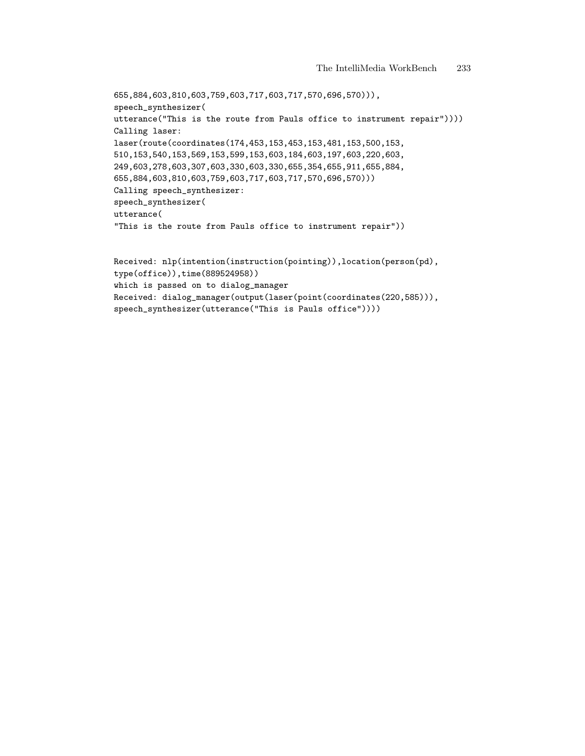```
655,884,603,810,603,759,603,717,603,717,570,696,570))),
speech_synthesizer(
utterance("This is the route from Pauls office to instrument repair"))))
Calling laser:
laser(route(coordinates(174,453,153,453,153,481,153,500,153,
510,153,540,153,569,153,599,153,603,184,603,197,603,220,603,
249,603,278,603,307,603,330,603,330,655,354,655,911,655,884,
655,884,603,810,603,759,603,717,603,717,570,696,570)))
Calling speech_synthesizer:
speech_synthesizer(
utterance(
"This is the route from Pauls office to instrument repair"))


Received: nlp(intention(instruction(pointing)),location(person(pd),
type(office)),time(889524958))
which is passed on to dialog_manager
Received: dialog_manager(output(laser(point(coordinates(220,585))),
speech_synthesizer(utterance("This is Pauls office"))))
```